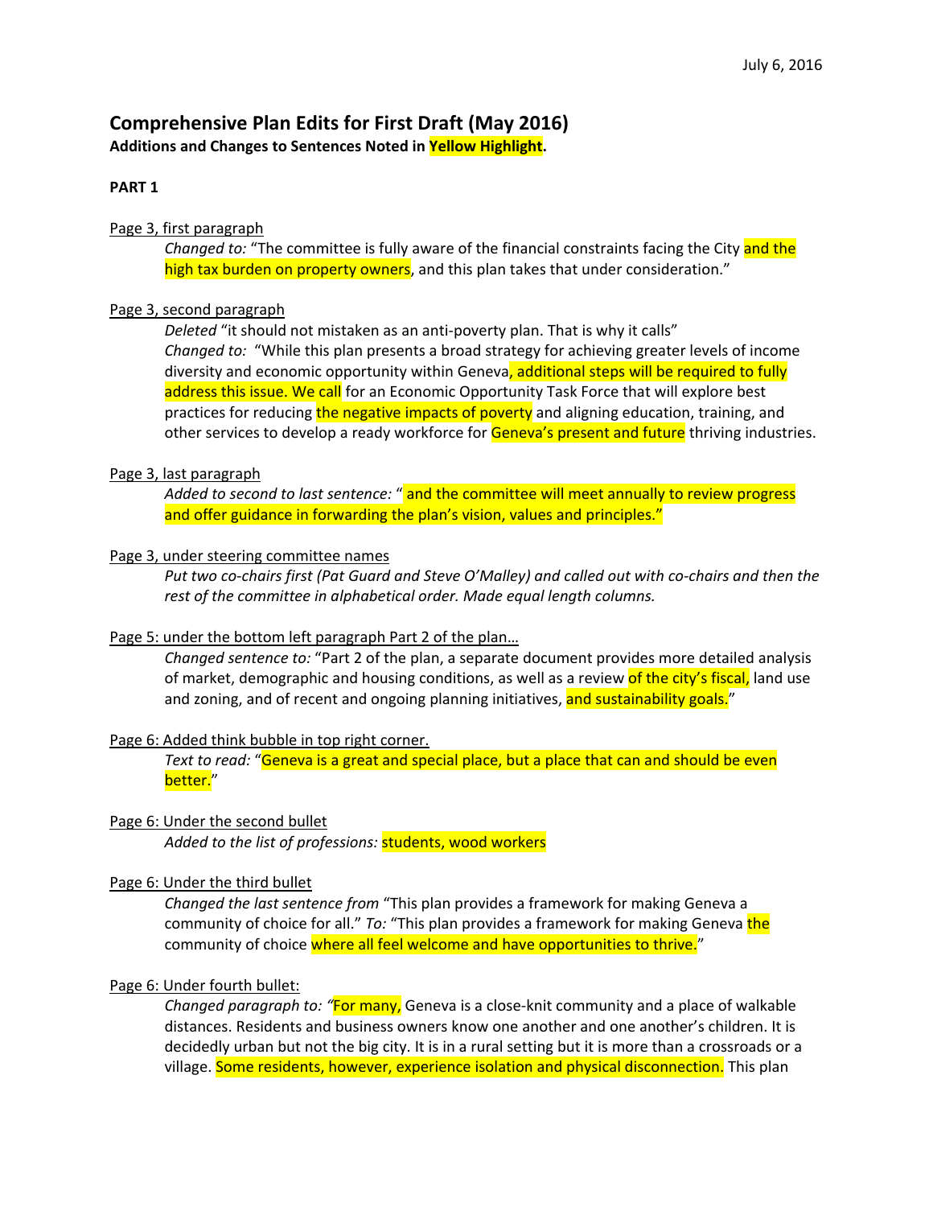July 6, 2016

# Comprehensive Plan Edits for First Draft (May 2016)

**Additions and Changes to Sentences Noted in Yellow Highlight.**

**PART 1**

Page 3, first paragraph

*Changed to:* "The committee is fully aware of the financial constraints facing the City and the high tax burden on property owners, and this plan takes that under consideration."

Page 3, second paragraph

*Deleted* "it should not mistaken as an anti-poverty plan. That is why it calls"
*Changed to:* "While this plan presents a broad strategy for achieving greater levels of income diversity and economic opportunity within Geneva, additional steps will be required to fully address this issue. We call for an Economic Opportunity Task Force that will explore best practices for reducing the negative impacts of poverty and aligning education, training, and other services to develop a ready workforce for Geneva's present and future thriving industries.

Page 3, last paragraph

*Added to second to last sentence:* " and the committee will meet annually to review progress and offer guidance in forwarding the plan's vision, values and principles."

Page 3, under steering committee names

*Put two co-chairs first (Pat Guard and Steve O'Malley) and called out with co-chairs and then the rest of the committee in alphabetical order. Made equal length columns.*

Page 5: under the bottom left paragraph Part 2 of the plan…

*Changed sentence to:* "Part 2 of the plan, a separate document provides more detailed analysis of market, demographic and housing conditions, as well as a review of the city's fiscal, land use and zoning, and of recent and ongoing planning initiatives, and sustainability goals."

Page 6: Added think bubble in top right corner.

*Text to read:* "Geneva is a great and special place, but a place that can and should be even better."

Page 6: Under the second bullet

*Added to the list of professions:* students, wood workers

Page 6: Under the third bullet

*Changed the last sentence from* "This plan provides a framework for making Geneva a community of choice for all." *To:* "This plan provides a framework for making Geneva the community of choice where all feel welcome and have opportunities to thrive."

Page 6: Under fourth bullet:

*Changed paragraph to:* "For many, Geneva is a close-knit community and a place of walkable distances. Residents and business owners know one another and one another's children. It is decidedly urban but not the big city. It is in a rural setting but it is more than a crossroads or a village. Some residents, however, experience isolation and physical disconnection. This plan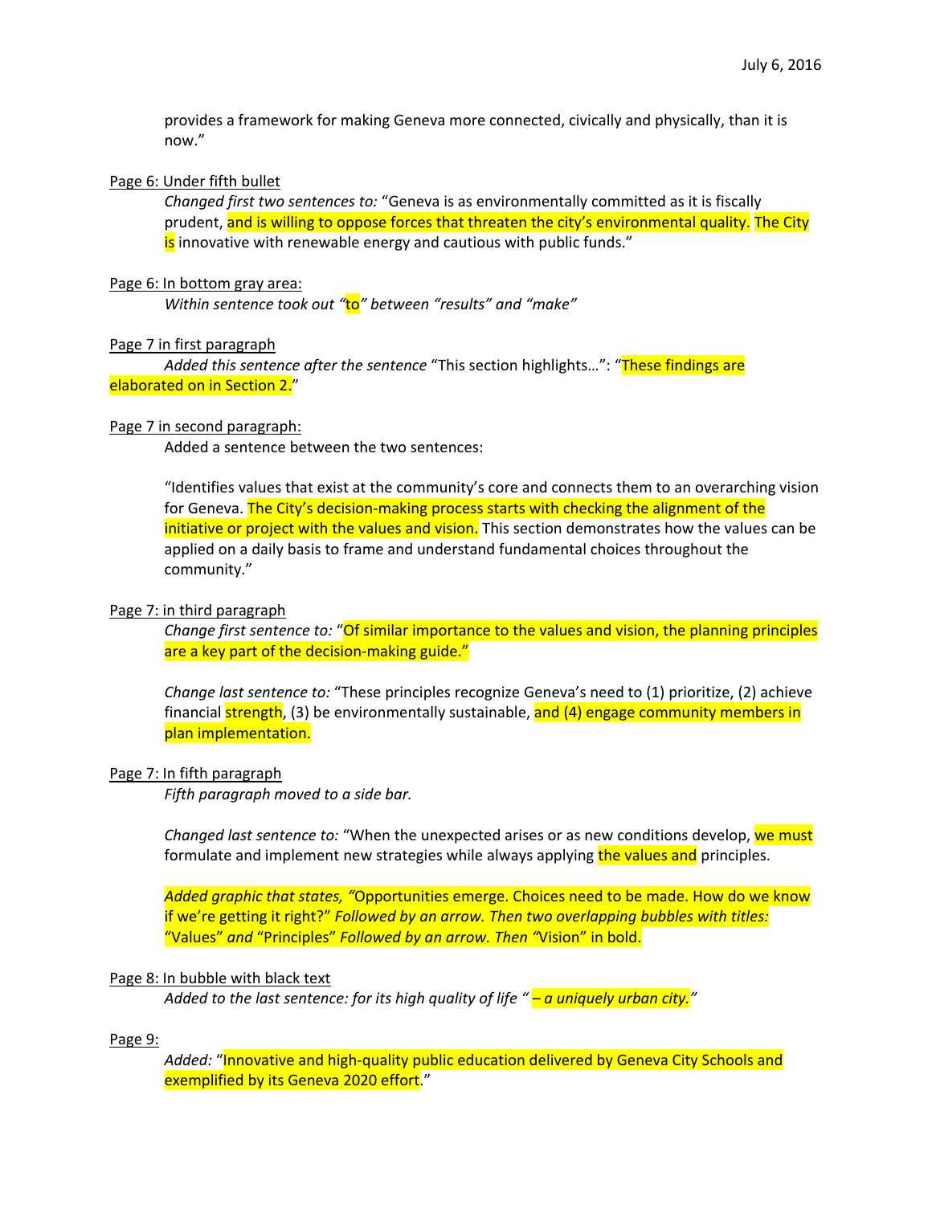provides a framework for making Geneva more connected, civically and physically, than it is now."

Page 6: Under fifth bullet

*Changed first two sentences to:* "Geneva is as environmentally committed as it is fiscally prudent, and is willing to oppose forces that threaten the city's environmental quality. The City is innovative with renewable energy and cautious with public funds."

Page 6: In bottom gray area:

*Within sentence took out "*to*" between "results" and "make"*

Page 7 in first paragraph

*Added this sentence after the sentence* "This section highlights…": "These findings are elaborated on in Section 2."

Page 7 in second paragraph:

Added a sentence between the two sentences:

"Identifies values that exist at the community's core and connects them to an overarching vision for Geneva. The City's decision-making process starts with checking the alignment of the initiative or project with the values and vision. This section demonstrates how the values can be applied on a daily basis to frame and understand fundamental choices throughout the community."

Page 7: in third paragraph

*Change first sentence to:* "Of similar importance to the values and vision, the planning principles are a key part of the decision-making guide."

*Change last sentence to:* "These principles recognize Geneva's need to (1) prioritize, (2) achieve financial strength, (3) be environmentally sustainable, and (4) engage community members in plan implementation.

Page 7: In fifth paragraph

*Fifth paragraph moved to a side bar.*

*Changed last sentence to:* "When the unexpected arises or as new conditions develop, we must formulate and implement new strategies while always applying the values and principles.

*Added graphic that states, "*Opportunities emerge. Choices need to be made. How do we know if we're getting it right?" *Followed by an arrow. Then two overlapping bubbles with titles:* "Values" *and* "Principles" *Followed by an arrow. Then "*Vision" in bold.

Page 8: In bubble with black text

*Added to the last sentence: for its high quality of life " – a uniquely urban city."*

Page 9:

*Added:* "Innovative and high-quality public education delivered by Geneva City Schools and exemplified by its Geneva 2020 effort."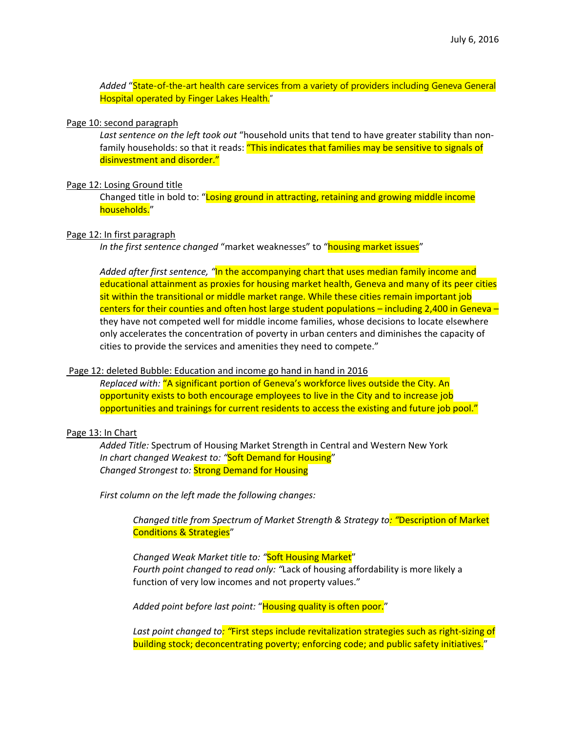July 6, 2016

*Added* "State-of-the-art health care services from a variety of providers including Geneva General Hospital operated by Finger Lakes Health."

Page 10: second paragraph

*Last sentence on the left took out* "household units that tend to have greater stability than non-family households: so that it reads: "This indicates that families may be sensitive to signals of disinvestment and disorder."

Page 12: Losing Ground title

Changed title in bold to: "Losing ground in attracting, retaining and growing middle income households."

Page 12: In first paragraph

*In the first sentence changed* "market weaknesses" to "housing market issues"

*Added after first sentence, "*In the accompanying chart that uses median family income and educational attainment as proxies for housing market health, Geneva and many of its peer cities sit within the transitional or middle market range. While these cities remain important job centers for their counties and often host large student populations – including 2,400 in Geneva – they have not competed well for middle income families, whose decisions to locate elsewhere only accelerates the concentration of poverty in urban centers and diminishes the capacity of cities to provide the services and amenities they need to compete."

Page 12: deleted Bubble: Education and income go hand in hand in 2016

*Replaced with:* "A significant portion of Geneva's workforce lives outside the City. An opportunity exists to both encourage employees to live in the City and to increase job opportunities and trainings for current residents to access the existing and future job pool."

Page 13: In Chart

*Added Title:* Spectrum of Housing Market Strength in Central and Western New York
*In chart changed Weakest to: "*Soft Demand for Housing"
*Changed Strongest to:* Strong Demand for Housing

*First column on the left made the following changes:*

*Changed title from Spectrum of Market Strength & Strategy to: "*Description of Market Conditions & Strategies"

*Changed Weak Market title to: "*Soft Housing Market"
*Fourth point changed to read only: "*Lack of housing affordability is more likely a function of very low incomes and not property values."

*Added point before last point:* "Housing quality is often poor."

*Last point changed to: "*First steps include revitalization strategies such as right-sizing of building stock; deconcentrating poverty; enforcing code; and public safety initiatives."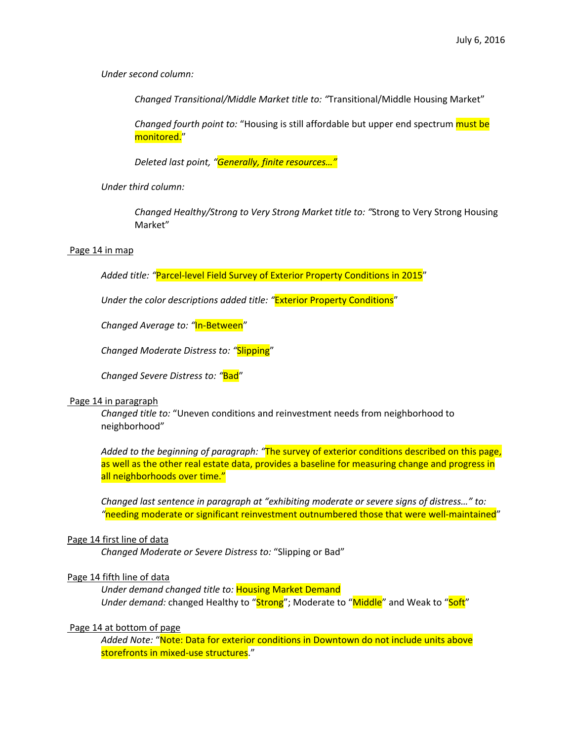July 6, 2016

*Under second column:*

*Changed Transitional/Middle Market title to: "*Transitional/Middle Housing Market"

*Changed fourth point to:* "Housing is still affordable but upper end spectrum must be monitored."

*Deleted last point, "Generally, finite resources…"*

*Under third column:*

*Changed Healthy/Strong to Very Strong Market title to: "*Strong to Very Strong Housing Market"

Page 14 in map

*Added title: "*Parcel-level Field Survey of Exterior Property Conditions in 2015"

*Under the color descriptions added title: "*Exterior Property Conditions"

*Changed Average to: "*In-Between"

*Changed Moderate Distress to: "*Slipping"

*Changed Severe Distress to: "*Bad"

Page 14 in paragraph

*Changed title to:* "Uneven conditions and reinvestment needs from neighborhood to neighborhood"

*Added to the beginning of paragraph: "*The survey of exterior conditions described on this page, as well as the other real estate data, provides a baseline for measuring change and progress in all neighborhoods over time."

*Changed last sentence in paragraph at "exhibiting moderate or severe signs of distress…" to: "*needing moderate or significant reinvestment outnumbered those that were well-maintained"

Page 14 first line of data

*Changed Moderate or Severe Distress to:* "Slipping or Bad"

Page 14 fifth line of data

*Under demand changed title to:* Housing Market Demand

*Under demand:* changed Healthy to "Strong"; Moderate to "Middle" and Weak to "Soft"

Page 14 at bottom of page

*Added Note:* "Note: Data for exterior conditions in Downtown do not include units above storefronts in mixed-use structures."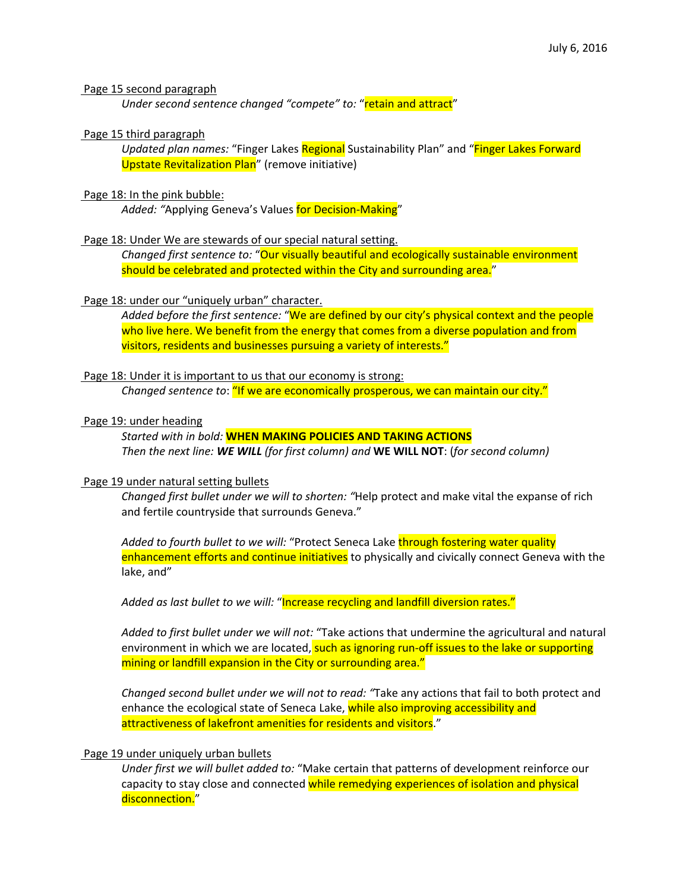July 6, 2016

Page 15 second paragraph

*Under second sentence changed "compete" to:* "retain and attract"

Page 15 third paragraph

*Updated plan names:* "Finger Lakes Regional Sustainability Plan" and "Finger Lakes Forward Upstate Revitalization Plan" (remove initiative)

Page 18: In the pink bubble:

*Added: "*Applying Geneva's Values for Decision-Making"

Page 18: Under We are stewards of our special natural setting.

*Changed first sentence to:* "Our visually beautiful and ecologically sustainable environment should be celebrated and protected within the City and surrounding area."

Page 18: under our "uniquely urban" character.

*Added before the first sentence:* "We are defined by our city's physical context and the people who live here. We benefit from the energy that comes from a diverse population and from visitors, residents and businesses pursuing a variety of interests."

Page 18: Under it is important to us that our economy is strong:

*Changed sentence to*: "If we are economically prosperous, we can maintain our city."

Page 19: under heading

*Started with in bold:* **WHEN MAKING POLICIES AND TAKING ACTIONS**

*Then the next line:* ***WE WILL*** *(for first column) and* **WE WILL NOT**: (*for second column)*

Page 19 under natural setting bullets

*Changed first bullet under we will to shorten: "*Help protect and make vital the expanse of rich and fertile countryside that surrounds Geneva."

*Added to fourth bullet to we will:* "Protect Seneca Lake through fostering water quality enhancement efforts and continue initiatives to physically and civically connect Geneva with the lake, and"

*Added as last bullet to we will:* "Increase recycling and landfill diversion rates."

*Added to first bullet under we will not:* "Take actions that undermine the agricultural and natural environment in which we are located, such as ignoring run-off issues to the lake or supporting mining or landfill expansion in the City or surrounding area."

*Changed second bullet under we will not to read: "*Take any actions that fail to both protect and enhance the ecological state of Seneca Lake, while also improving accessibility and attractiveness of lakefront amenities for residents and visitors."

Page 19 under uniquely urban bullets

*Under first we will bullet added to:* "Make certain that patterns of development reinforce our capacity to stay close and connected while remedying experiences of isolation and physical disconnection."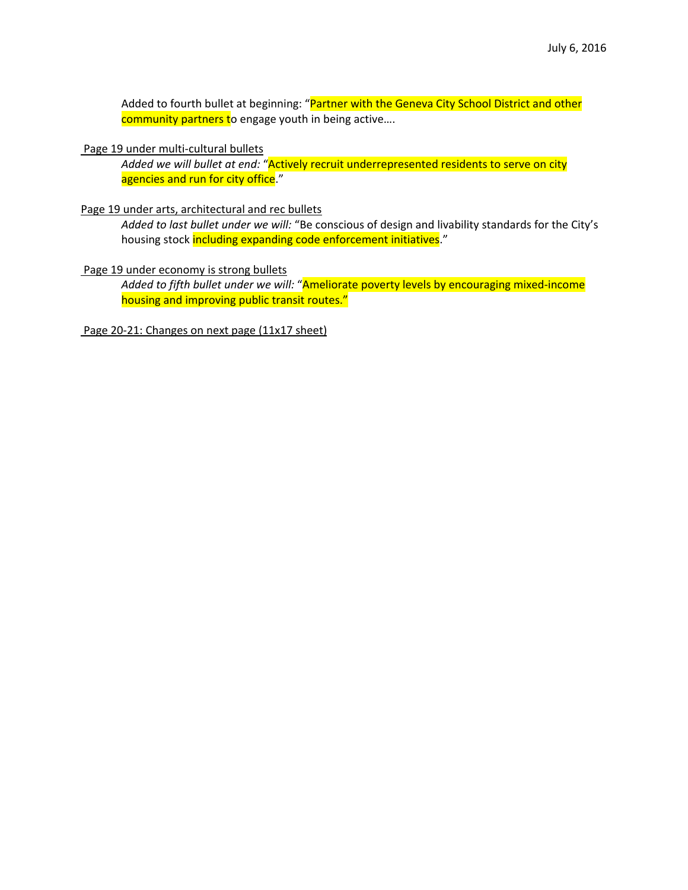July 6, 2016

Added to fourth bullet at beginning: "Partner with the Geneva City School District and other community partners to engage youth in being active….

<u>Page 19 under multi-cultural bullets</u>

*Added we will bullet at end:* "Actively recruit underrepresented residents to serve on city agencies and run for city office."

<u>Page 19 under arts, architectural and rec bullets</u>

*Added to last bullet under we will:* "Be conscious of design and livability standards for the City's housing stock including expanding code enforcement initiatives."

<u>Page 19 under economy is strong bullets</u>

*Added to fifth bullet under we will:* "Ameliorate poverty levels by encouraging mixed-income housing and improving public transit routes."

<u>Page 20-21: Changes on next page (11x17 sheet)</u>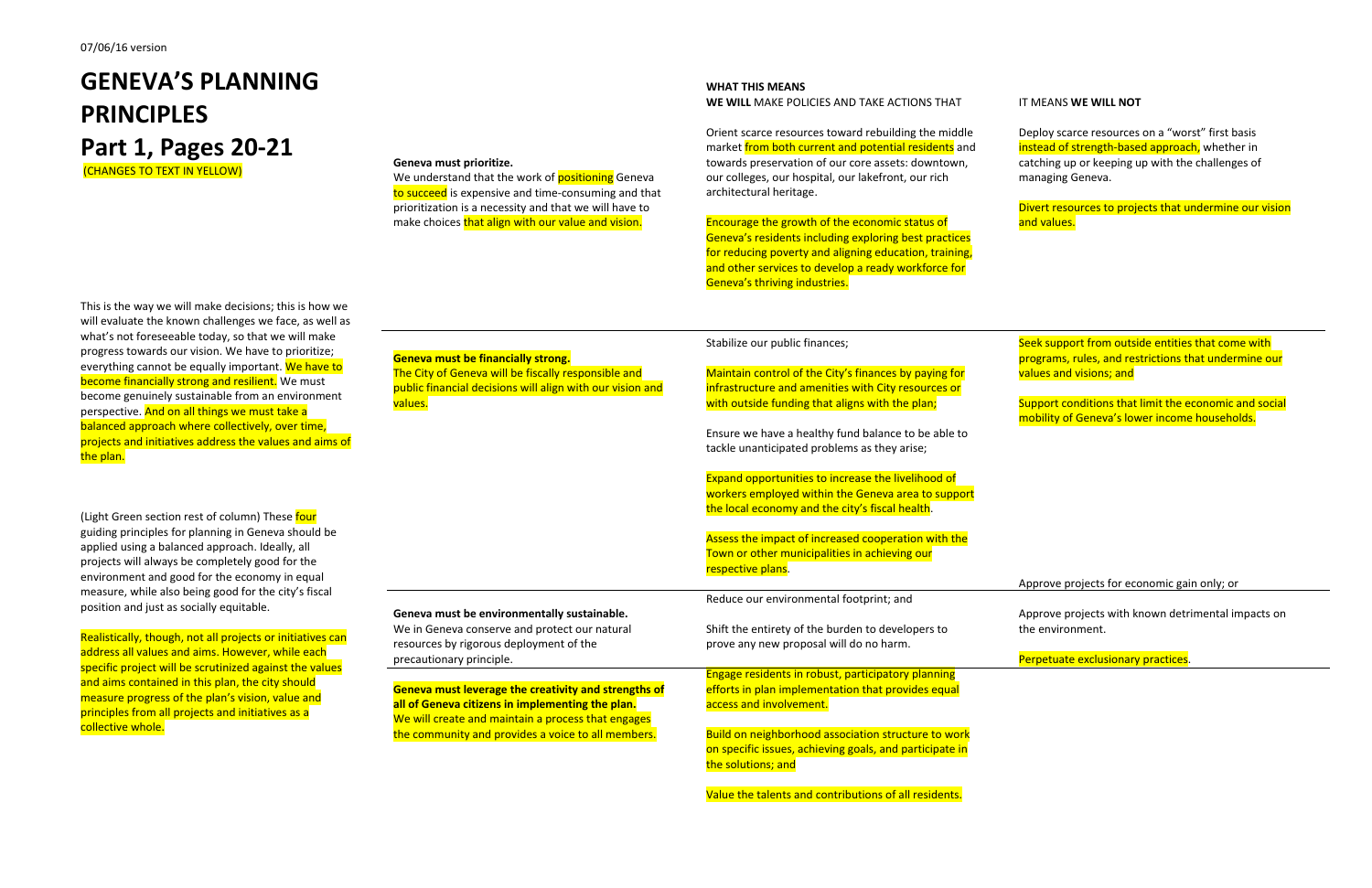07/06/16 version

# GENEVA'S PLANNING PRINCIPLES

## Part 1, Pages 20-21

(CHANGES TO TEXT IN YELLOW)

This is the way we will make decisions; this is how we will evaluate the known challenges we face, as well as what's not foreseeable today, so that we will make progress towards our vision. We have to prioritize; everything cannot be equally important. We have to become financially strong and resilient. We must become genuinely sustainable from an environment perspective. And on all things we must take a balanced approach where collectively, over time, projects and initiatives address the values and aims of the plan.

(Light Green section rest of column) These four guiding principles for planning in Geneva should be applied using a balanced approach. Ideally, all projects will always be completely good for the environment and good for the economy in equal measure, while also being good for the city's fiscal position and just as socially equitable.

Realistically, though, not all projects or initiatives can address all values and aims. However, while each specific project will be scrutinized against the values and aims contained in this plan, the city should measure progress of the plan's vision, value and principles from all projects and initiatives as a collective whole.

| Principle | WHAT THIS MEANS<br>WE WILL MAKE POLICIES AND TAKE ACTIONS THAT | IT MEANS WE WILL NOT |
|---|---|---|
| **Geneva must prioritize.**<br>We understand that the work of positioning Geneva to succeed is expensive and time-consuming and that prioritization is a necessity and that we will have to make choices that align with our value and vision. | Orient scarce resources toward rebuilding the middle market from both current and potential residents and towards preservation of our core assets: downtown, our colleges, our hospital, our lakefront, our rich architectural heritage.<br><br>Encourage the growth of the economic status of Geneva's residents including exploring best practices for reducing poverty and aligning education, training, and other services to develop a ready workforce for Geneva's thriving industries. | Deploy scarce resources on a "worst" first basis instead of strength-based approach, whether in catching up or keeping up with the challenges of managing Geneva.<br><br>Divert resources to projects that undermine our vision and values. |
| **Geneva must be financially strong.**<br>The City of Geneva will be fiscally responsible and public financial decisions will align with our vision and values. | Stabilize our public finances;<br><br>Maintain control of the City's finances by paying for infrastructure and amenities with City resources or with outside funding that aligns with the plan;<br><br>Ensure we have a healthy fund balance to be able to tackle unanticipated problems as they arise;<br><br>Expand opportunities to increase the livelihood of workers employed within the Geneva area to support the local economy and the city's fiscal health.<br><br>Assess the impact of increased cooperation with the Town or other municipalities in achieving our respective plans. | Seek support from outside entities that come with programs, rules, and restrictions that undermine our values and visions; and<br><br>Support conditions that limit the economic and social mobility of Geneva's lower income households. |
| **Geneva must be environmentally sustainable.**<br>We in Geneva conserve and protect our natural resources by rigorous deployment of the precautionary principle. | Reduce our environmental footprint; and<br><br>Shift the entirety of the burden to developers to prove any new proposal will do no harm. | Approve projects for economic gain only; or<br><br>Approve projects with known detrimental impacts on the environment.<br><br>Perpetuate exclusionary practices. |
| **Geneva must leverage the creativity and strengths of all of Geneva citizens in implementing the plan.**<br>We will create and maintain a process that engages the community and provides a voice to all members. | Engage residents in robust, participatory planning efforts in plan implementation that provides equal access and involvement.<br><br>Build on neighborhood association structure to work on specific issues, achieving goals, and participate in the solutions; and<br><br>Value the talents and contributions of all residents. | |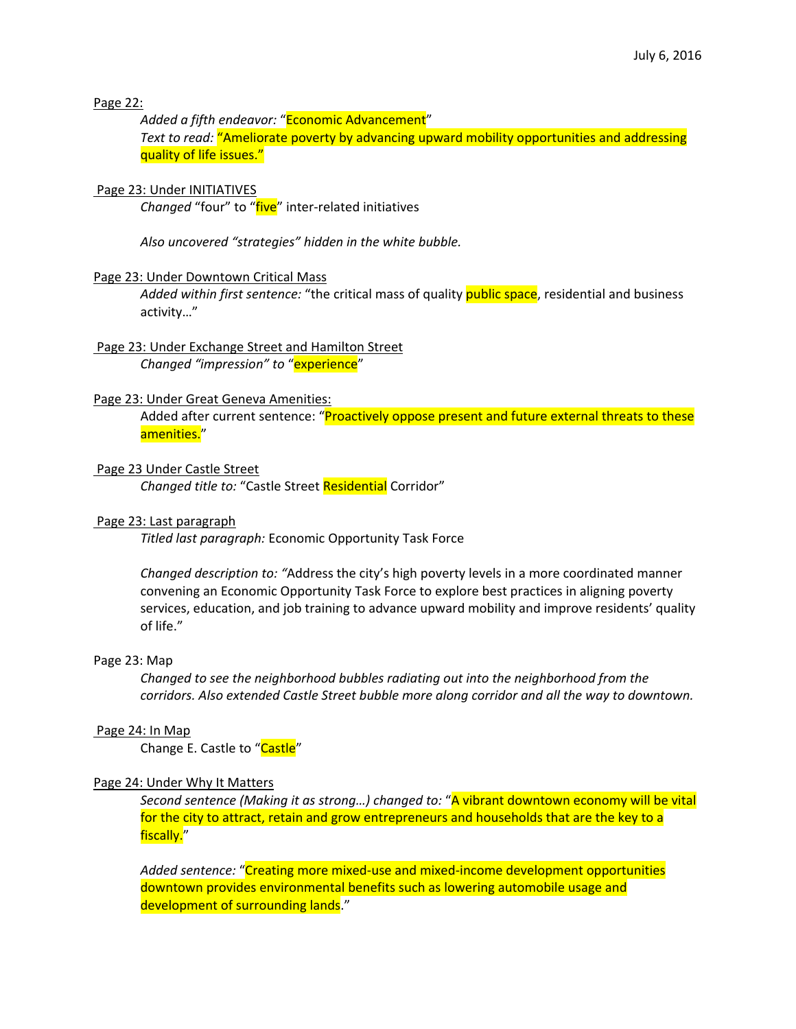July 6, 2016

Page 22:

*Added a fifth endeavor:* "Economic Advancement"
*Text to read:* "Ameliorate poverty by advancing upward mobility opportunities and addressing quality of life issues."

Page 23: Under INITIATIVES

*Changed* "four" to "five" inter-related initiatives

*Also uncovered "strategies" hidden in the white bubble.*

Page 23: Under Downtown Critical Mass

*Added within first sentence:* "the critical mass of quality public space, residential and business activity…"

Page 23: Under Exchange Street and Hamilton Street

*Changed "impression" to* "experience"

Page 23: Under Great Geneva Amenities:

Added after current sentence: "Proactively oppose present and future external threats to these amenities."

Page 23 Under Castle Street

*Changed title to:* "Castle Street Residential Corridor"

Page 23: Last paragraph

*Titled last paragraph:* Economic Opportunity Task Force

*Changed description to: "*Address the city's high poverty levels in a more coordinated manner convening an Economic Opportunity Task Force to explore best practices in aligning poverty services, education, and job training to advance upward mobility and improve residents' quality of life."

Page 23: Map

*Changed to see the neighborhood bubbles radiating out into the neighborhood from the corridors. Also extended Castle Street bubble more along corridor and all the way to downtown.*

Page 24: In Map

Change E. Castle to "Castle"

Page 24: Under Why It Matters

*Second sentence (Making it as strong…) changed to:* "A vibrant downtown economy will be vital for the city to attract, retain and grow entrepreneurs and households that are the key to a fiscally."

*Added sentence:* "Creating more mixed-use and mixed-income development opportunities downtown provides environmental benefits such as lowering automobile usage and development of surrounding lands."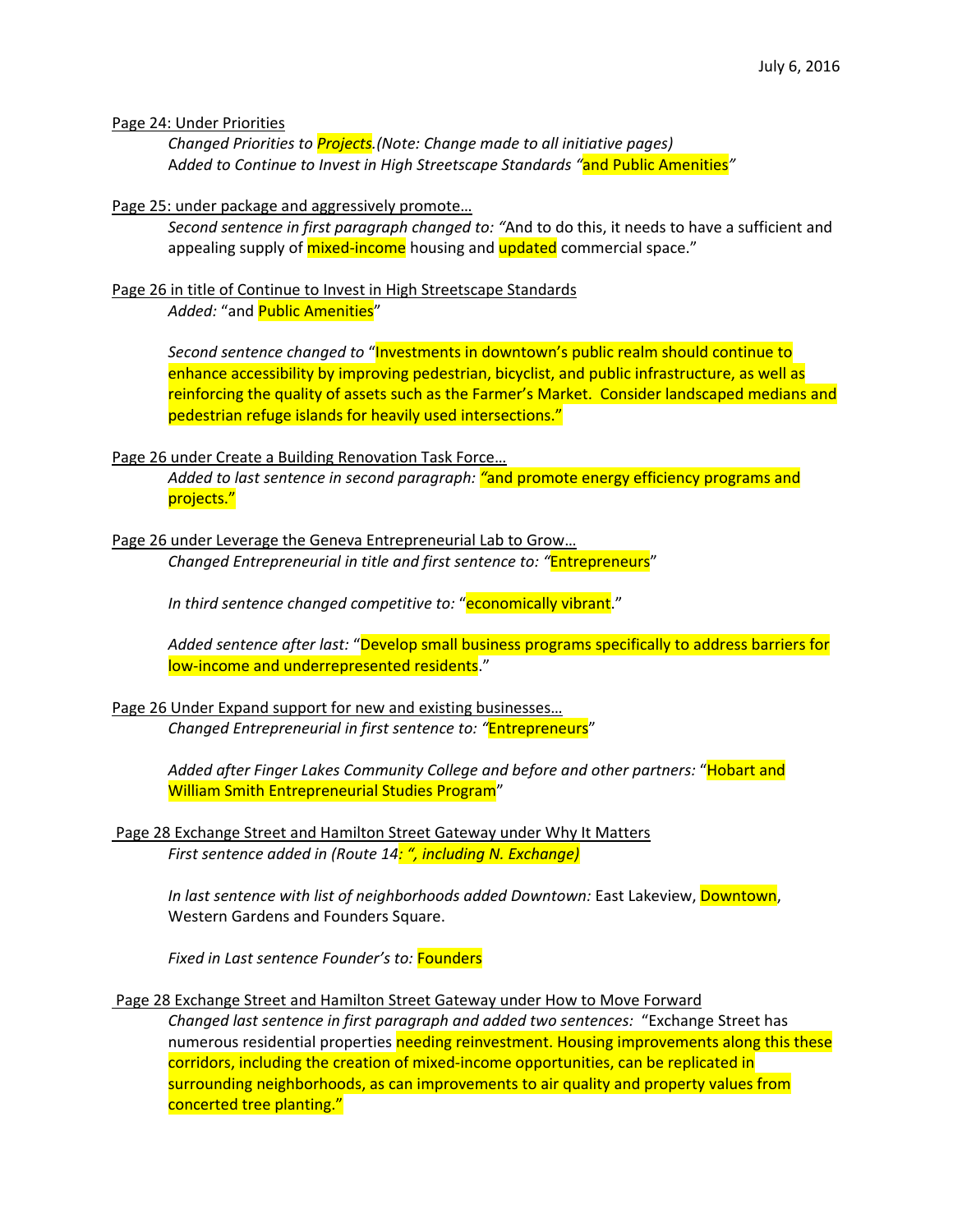July 6, 2016

Page 24: Under Priorities

*Changed Priorities to Projects.(Note: Change made to all initiative pages)*
*Added to Continue to Invest in High Streetscape Standards "*and Public Amenities*"*

Page 25: under package and aggressively promote…

*Second sentence in first paragraph changed to: "*And to do this, it needs to have a sufficient and appealing supply of mixed-income housing and updated commercial space."

Page 26 in title of Continue to Invest in High Streetscape Standards

*Added:* "and Public Amenities"

*Second sentence changed to* "Investments in downtown's public realm should continue to enhance accessibility by improving pedestrian, bicyclist, and public infrastructure, as well as reinforcing the quality of assets such as the Farmer's Market. Consider landscaped medians and pedestrian refuge islands for heavily used intersections."

Page 26 under Create a Building Renovation Task Force…

*Added to last sentence in second paragraph: "*and promote energy efficiency programs and projects."

Page 26 under Leverage the Geneva Entrepreneurial Lab to Grow…

*Changed Entrepreneurial in title and first sentence to: "*Entrepreneurs"

*In third sentence changed competitive to:* "economically vibrant."

*Added sentence after last:* "Develop small business programs specifically to address barriers for low-income and underrepresented residents."

Page 26 Under Expand support for new and existing businesses…

*Changed Entrepreneurial in first sentence to: "*Entrepreneurs"

*Added after Finger Lakes Community College and before and other partners:* "Hobart and William Smith Entrepreneurial Studies Program"

Page 28 Exchange Street and Hamilton Street Gateway under Why It Matters

*First sentence added in (Route 14: ", including N. Exchange)*

*In last sentence with list of neighborhoods added Downtown:* East Lakeview, Downtown, Western Gardens and Founders Square.

*Fixed in Last sentence Founder's to:* Founders

Page 28 Exchange Street and Hamilton Street Gateway under How to Move Forward

*Changed last sentence in first paragraph and added two sentences:* "Exchange Street has numerous residential properties needing reinvestment. Housing improvements along this these corridors, including the creation of mixed-income opportunities, can be replicated in surrounding neighborhoods, as can improvements to air quality and property values from concerted tree planting."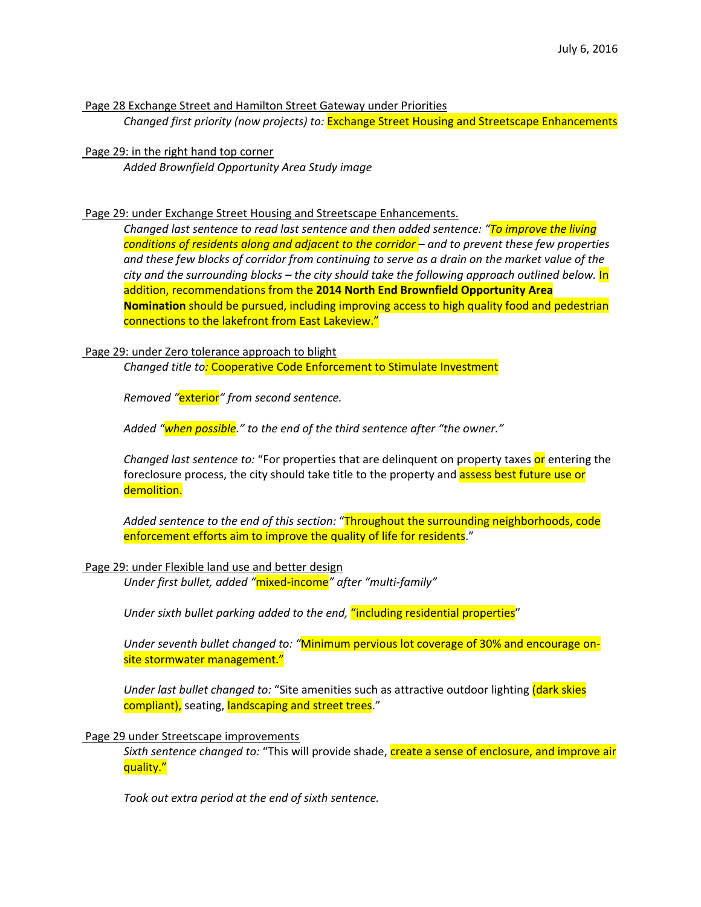July 6, 2016

Page 28 Exchange Street and Hamilton Street Gateway under Priorities

*Changed first priority (now projects) to:* Exchange Street Housing and Streetscape Enhancements

Page 29: in the right hand top corner

*Added Brownfield Opportunity Area Study image*

Page 29: under Exchange Street Housing and Streetscape Enhancements.

*Changed last sentence to read last sentence and then added sentence: "To improve the living conditions of residents along and adjacent to the corridor – and to prevent these few properties and these few blocks of corridor from continuing to serve as a drain on the market value of the city and the surrounding blocks – the city should take the following approach outlined below.* In addition, recommendations from the **2014 North End Brownfield Opportunity Area Nomination** should be pursued, including improving access to high quality food and pedestrian connections to the lakefront from East Lakeview."

Page 29: under Zero tolerance approach to blight

*Changed title to:* Cooperative Code Enforcement to Stimulate Investment

*Removed "*exterior*" from second sentence.*

*Added "*when possible*." to the end of the third sentence after "the owner."*

*Changed last sentence to:* "For properties that are delinquent on property taxes or entering the foreclosure process, the city should take title to the property and assess best future use or demolition.

*Added sentence to the end of this section:* "Throughout the surrounding neighborhoods, code enforcement efforts aim to improve the quality of life for residents."

Page 29: under Flexible land use and better design

*Under first bullet, added "*mixed-income*" after "multi-family"*

*Under sixth bullet parking added to the end,* "including residential properties"

*Under seventh bullet changed to: "*Minimum pervious lot coverage of 30% and encourage on-site stormwater management."

*Under last bullet changed to:* "Site amenities such as attractive outdoor lighting (dark skies compliant), seating, landscaping and street trees."

Page 29 under Streetscape improvements

*Sixth sentence changed to:* "This will provide shade, create a sense of enclosure, and improve air quality."

*Took out extra period at the end of sixth sentence.*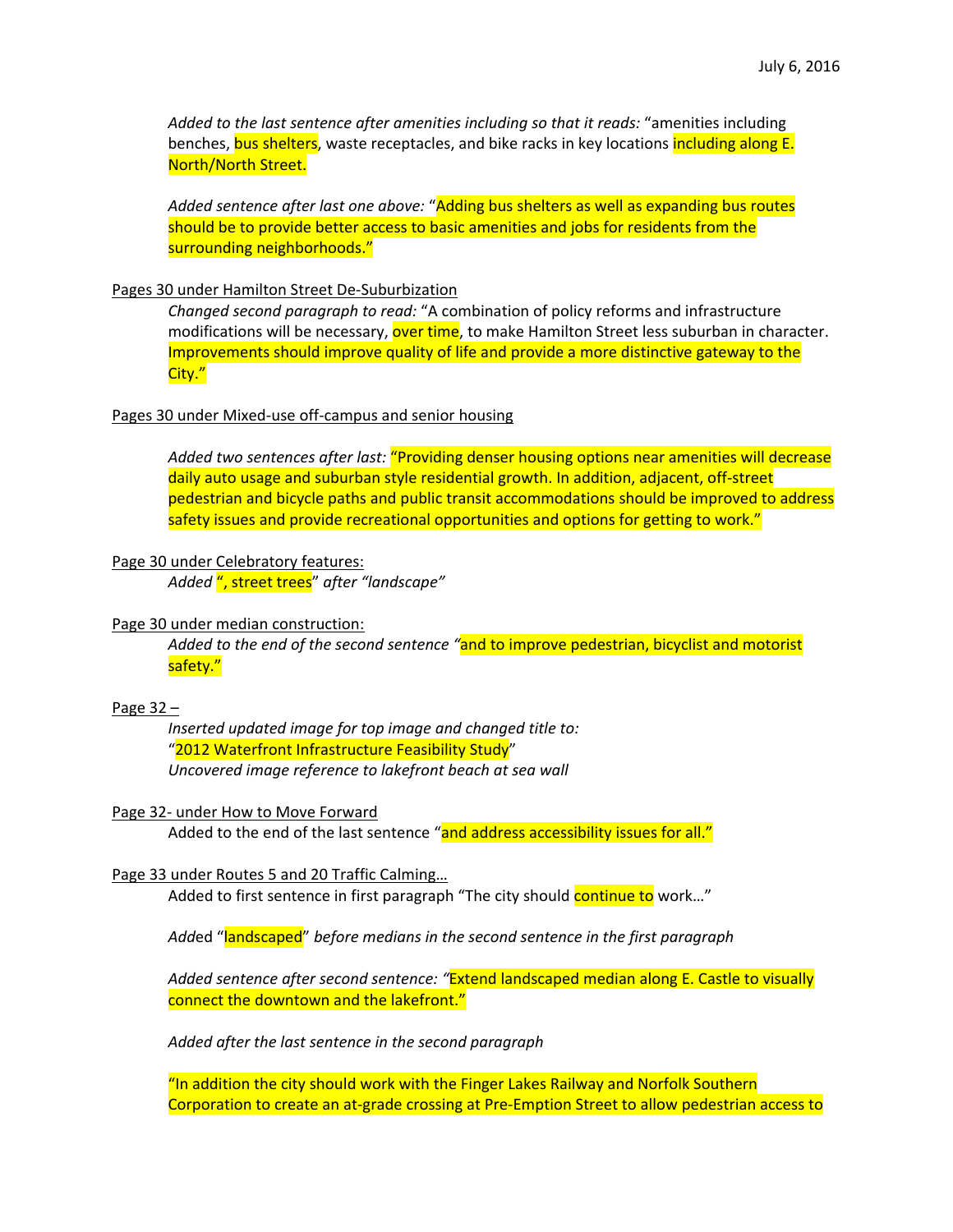July 6, 2016

*Added to the last sentence after amenities including so that it reads:* "amenities including benches, bus shelters, waste receptacles, and bike racks in key locations including along E. North/North Street.

*Added sentence after last one above:* "Adding bus shelters as well as expanding bus routes should be to provide better access to basic amenities and jobs for residents from the surrounding neighborhoods."

Pages 30 under Hamilton Street De-Suburbization

*Changed second paragraph to read:* "A combination of policy reforms and infrastructure modifications will be necessary, over time, to make Hamilton Street less suburban in character. Improvements should improve quality of life and provide a more distinctive gateway to the City."

Pages 30 under Mixed-use off-campus and senior housing

*Added two sentences after last:* "Providing denser housing options near amenities will decrease daily auto usage and suburban style residential growth. In addition, adjacent, off-street pedestrian and bicycle paths and public transit accommodations should be improved to address safety issues and provide recreational opportunities and options for getting to work."

Page 30 under Celebratory features:

*Added* ", street trees" *after "landscape"*

Page 30 under median construction:

*Added to the end of the second sentence "*and to improve pedestrian, bicyclist and motorist safety."

Page 32 –

*Inserted updated image for top image and changed title to:*
"2012 Waterfront Infrastructure Feasibility Study"
*Uncovered image reference to lakefront beach at sea wall*

Page 32- under How to Move Forward

Added to the end of the last sentence "and address accessibility issues for all."

Page 33 under Routes 5 and 20 Traffic Calming…

Added to first sentence in first paragraph "The city should continue to work…"

*Added* "landscaped" *before medians in the second sentence in the first paragraph*

*Added sentence after second sentence: "*Extend landscaped median along E. Castle to visually connect the downtown and the lakefront."

*Added after the last sentence in the second paragraph*

"In addition the city should work with the Finger Lakes Railway and Norfolk Southern Corporation to create an at-grade crossing at Pre-Emption Street to allow pedestrian access to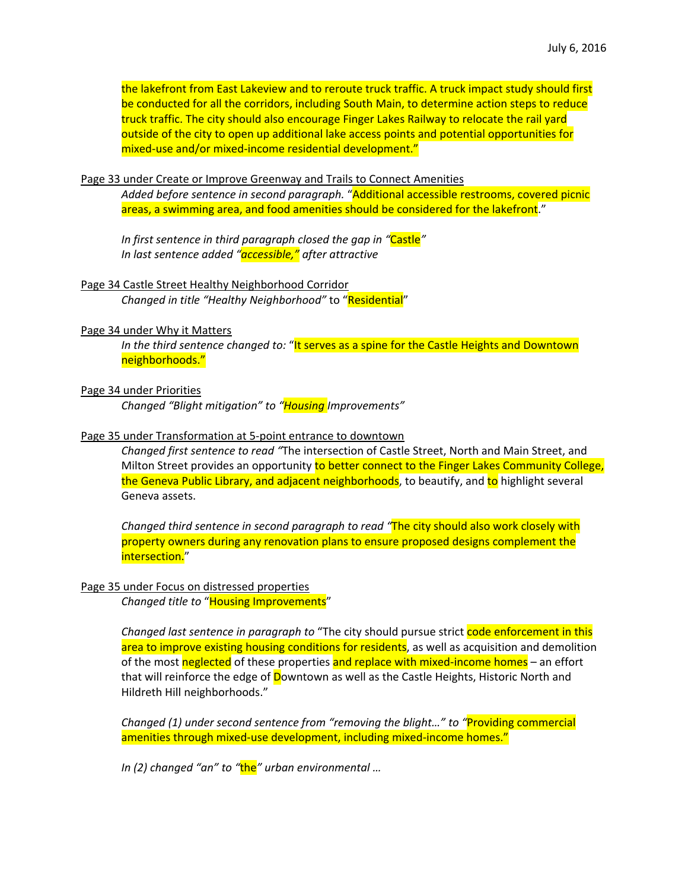the lakefront from East Lakeview and to reroute truck traffic. A truck impact study should first be conducted for all the corridors, including South Main, to determine action steps to reduce truck traffic. The city should also encourage Finger Lakes Railway to relocate the rail yard outside of the city to open up additional lake access points and potential opportunities for mixed-use and/or mixed-income residential development."

Page 33 under Create or Improve Greenway and Trails to Connect Amenities

> *Added before sentence in second paragraph.* "Additional accessible restrooms, covered picnic areas, a swimming area, and food amenities should be considered for the lakefront."
>
> *In first sentence in third paragraph closed the gap in "*Castle*"*
> *In last sentence added "*accessible,*" after attractive*

Page 34 Castle Street Healthy Neighborhood Corridor

> *Changed in title "Healthy Neighborhood"* to "Residential"

Page 34 under Why it Matters

> *In the third sentence changed to:* "It serves as a spine for the Castle Heights and Downtown neighborhoods."

Page 34 under Priorities

> *Changed "Blight mitigation" to "*Housing *Improvements"*

Page 35 under Transformation at 5-point entrance to downtown

> *Changed first sentence to read "*The intersection of Castle Street, North and Main Street, and Milton Street provides an opportunity to better connect to the Finger Lakes Community College, the Geneva Public Library, and adjacent neighborhoods, to beautify, and to highlight several Geneva assets.
>
> *Changed third sentence in second paragraph to read "*The city should also work closely with property owners during any renovation plans to ensure proposed designs complement the intersection."

Page 35 under Focus on distressed properties

> *Changed title to* "Housing Improvements"
>
> *Changed last sentence in paragraph to* "The city should pursue strict code enforcement in this area to improve existing housing conditions for residents, as well as acquisition and demolition of the most neglected of these properties and replace with mixed-income homes – an effort that will reinforce the edge of Downtown as well as the Castle Heights, Historic North and Hildreth Hill neighborhoods."
>
> *Changed (1) under second sentence from "removing the blight…" to "*Providing commercial amenities through mixed-use development, including mixed-income homes."
>
> *In (2) changed "an" to "*the*" urban environmental …*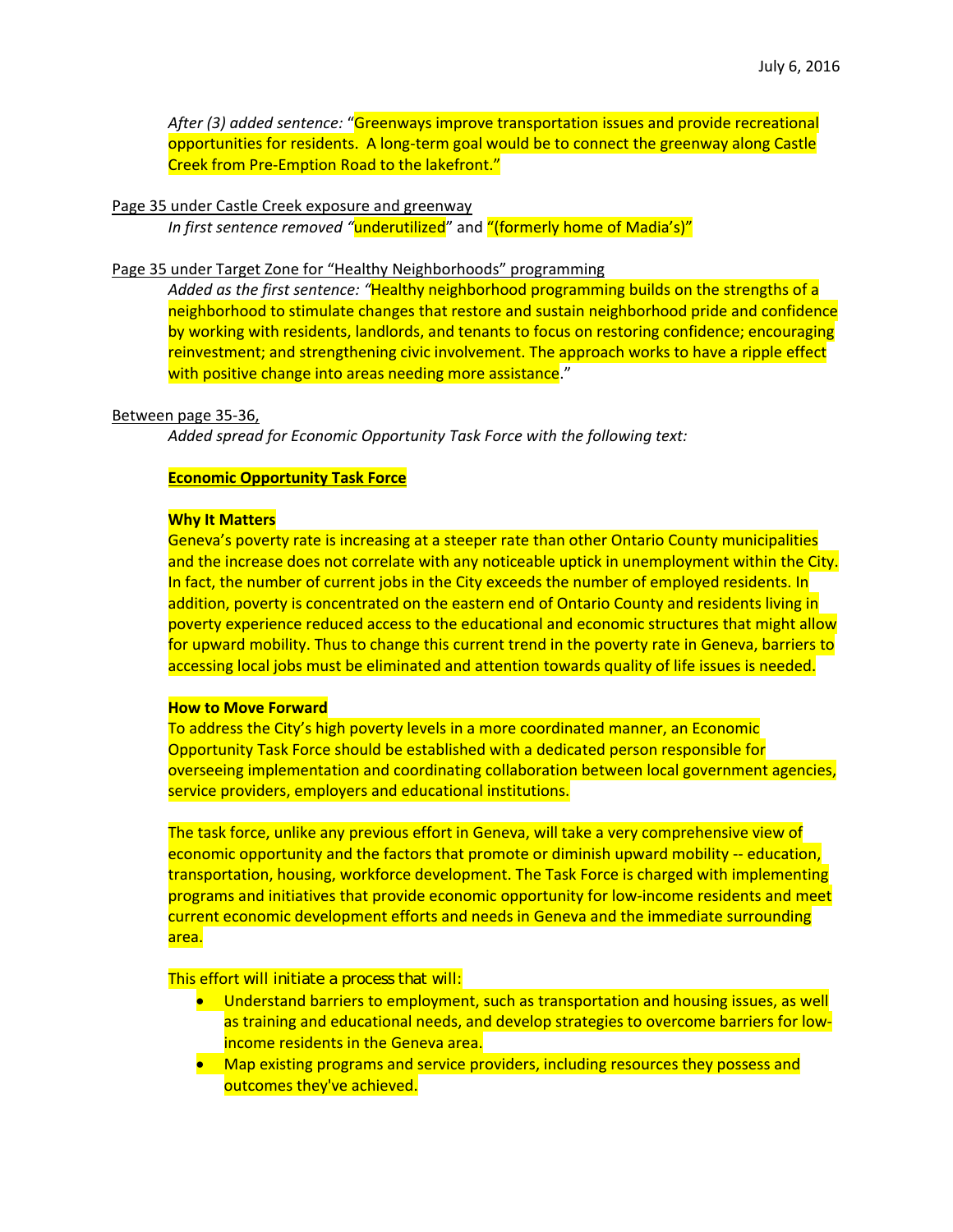*After (3) added sentence:* "Greenways improve transportation issues and provide recreational opportunities for residents.  A long-term goal would be to connect the greenway along Castle Creek from Pre-Emption Road to the lakefront."

Page 35 under Castle Creek exposure and greenway

*In first sentence removed "*underutilized" and "(formerly home of Madia's)"

Page 35 under Target Zone for "Healthy Neighborhoods" programming

*Added as the first sentence: "*Healthy neighborhood programming builds on the strengths of a neighborhood to stimulate changes that restore and sustain neighborhood pride and confidence by working with residents, landlords, and tenants to focus on restoring confidence; encouraging reinvestment; and strengthening civic involvement. The approach works to have a ripple effect with positive change into areas needing more assistance."

Between page 35-36,

*Added spread for Economic Opportunity Task Force with the following text:*

**Economic Opportunity Task Force**

**Why It Matters**

Geneva's poverty rate is increasing at a steeper rate than other Ontario County municipalities and the increase does not correlate with any noticeable uptick in unemployment within the City. In fact, the number of current jobs in the City exceeds the number of employed residents. In addition, poverty is concentrated on the eastern end of Ontario County and residents living in poverty experience reduced access to the educational and economic structures that might allow for upward mobility. Thus to change this current trend in the poverty rate in Geneva, barriers to accessing local jobs must be eliminated and attention towards quality of life issues is needed.

**How to Move Forward**

To address the City's high poverty levels in a more coordinated manner, an Economic Opportunity Task Force should be established with a dedicated person responsible for overseeing implementation and coordinating collaboration between local government agencies, service providers, employers and educational institutions.

The task force, unlike any previous effort in Geneva, will take a very comprehensive view of economic opportunity and the factors that promote or diminish upward mobility -- education, transportation, housing, workforce development. The Task Force is charged with implementing programs and initiatives that provide economic opportunity for low-income residents and meet current economic development efforts and needs in Geneva and the immediate surrounding area.

This effort will initiate a process that will:

- Understand barriers to employment, such as transportation and housing issues, as well as training and educational needs, and develop strategies to overcome barriers for low-income residents in the Geneva area.
- Map existing programs and service providers, including resources they possess and outcomes they've achieved.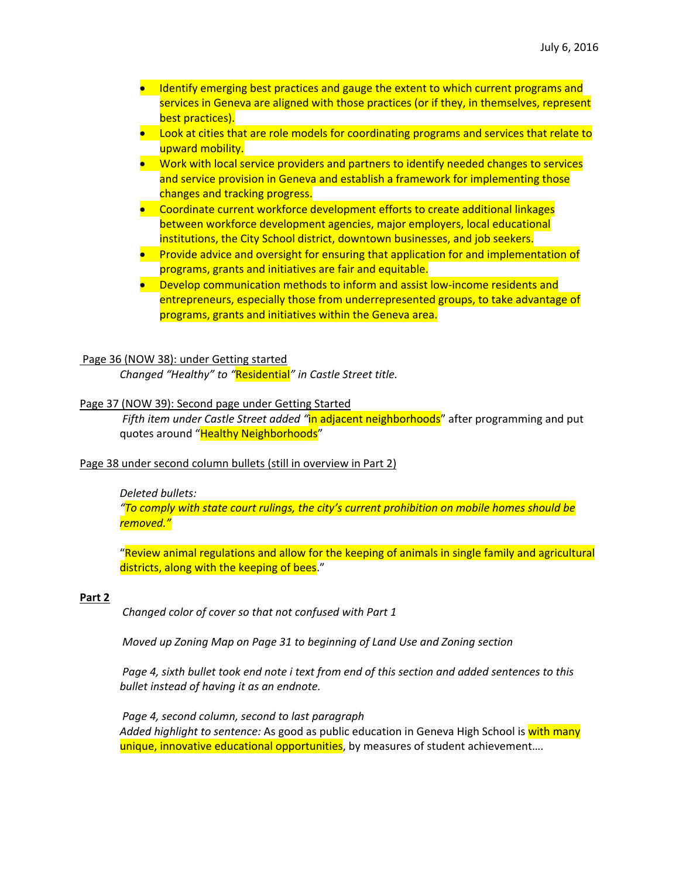- Identify emerging best practices and gauge the extent to which current programs and services in Geneva are aligned with those practices (or if they, in themselves, represent best practices).
- Look at cities that are role models for coordinating programs and services that relate to upward mobility.
- Work with local service providers and partners to identify needed changes to services and service provision in Geneva and establish a framework for implementing those changes and tracking progress.
- Coordinate current workforce development efforts to create additional linkages between workforce development agencies, major employers, local educational institutions, the City School district, downtown businesses, and job seekers.
- Provide advice and oversight for ensuring that application for and implementation of programs, grants and initiatives are fair and equitable.
- Develop communication methods to inform and assist low-income residents and entrepreneurs, especially those from underrepresented groups, to take advantage of programs, grants and initiatives within the Geneva area.

Page 36 (NOW 38): under Getting started

*Changed "Healthy" to "Residential" in Castle Street title.*

Page 37 (NOW 39): Second page under Getting Started

*Fifth item under Castle Street added "*in adjacent neighborhoods" after programming and put quotes around "Healthy Neighborhoods"

Page 38 under second column bullets (still in overview in Part 2)

*Deleted bullets:*

*"To comply with state court rulings, the city's current prohibition on mobile homes should be removed."*

"Review animal regulations and allow for the keeping of animals in single family and agricultural districts, along with the keeping of bees."

**Part 2**

*Changed color of cover so that not confused with Part 1*

*Moved up Zoning Map on Page 31 to beginning of Land Use and Zoning section*

*Page 4, sixth bullet took end note i text from end of this section and added sentences to this bullet instead of having it as an endnote.*

*Page 4, second column, second to last paragraph*

*Added highlight to sentence:* As good as public education in Geneva High School is with many unique, innovative educational opportunities, by measures of student achievement….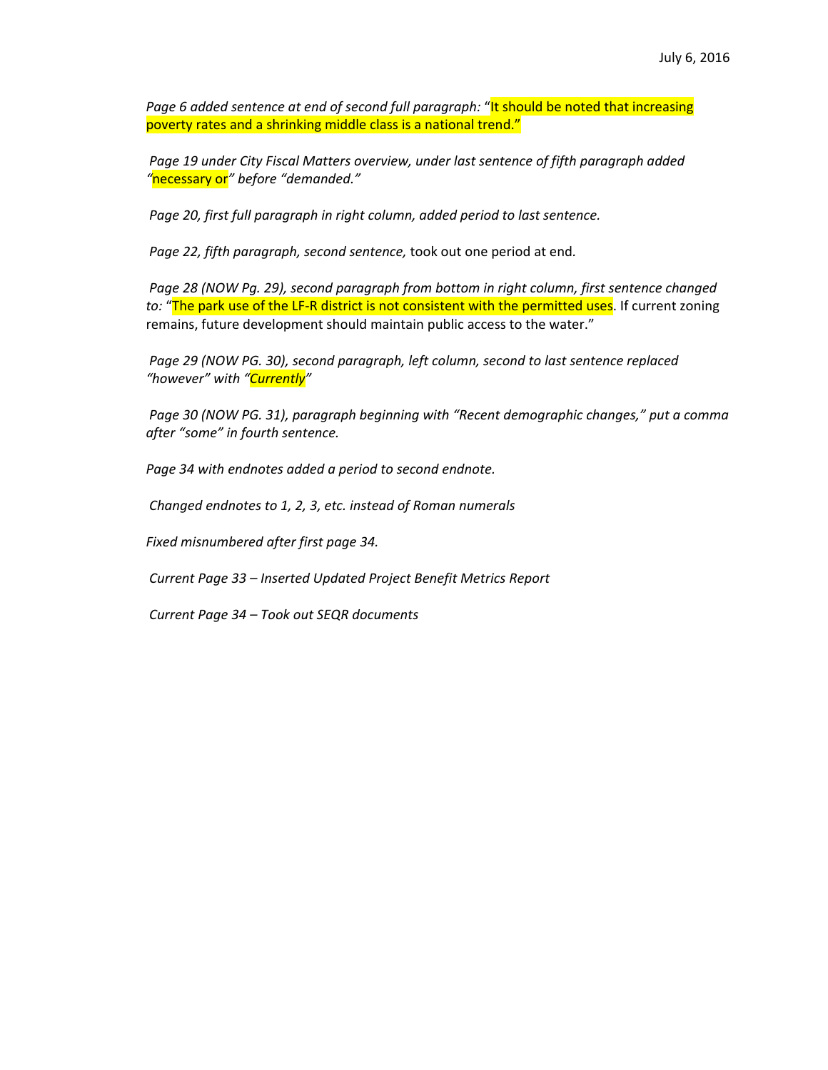July 6, 2016

*Page 6 added sentence at end of second full paragraph:* "It should be noted that increasing poverty rates and a shrinking middle class is a national trend."

*Page 19 under City Fiscal Matters overview, under last sentence of fifth paragraph added "*necessary or*" before "demanded."*

*Page 20, first full paragraph in right column, added period to last sentence.*

*Page 22, fifth paragraph, second sentence,* took out one period at end.

*Page 28 (NOW Pg. 29), second paragraph from bottom in right column, first sentence changed to:* "The park use of the LF-R district is not consistent with the permitted uses. If current zoning remains, future development should maintain public access to the water."

*Page 29 (NOW PG. 30), second paragraph, left column, second to last sentence replaced "however" with "Currently"*

*Page 30 (NOW PG. 31), paragraph beginning with "Recent demographic changes," put a comma after "some" in fourth sentence.*

*Page 34 with endnotes added a period to second endnote.*

*Changed endnotes to 1, 2, 3, etc. instead of Roman numerals*

*Fixed misnumbered after first page 34.*

*Current Page 33 – Inserted Updated Project Benefit Metrics Report*

*Current Page 34 – Took out SEQR documents*